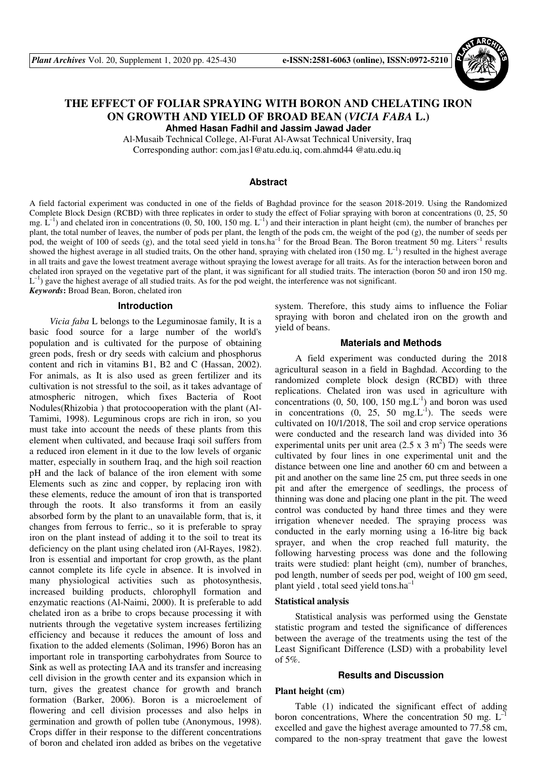# THE EFFECT OF FOLIAR SPRAYING WITH BORON AND CHELATING IRON ON GROWTH AND YIELD OF BROAD BEAN (*VICIA FABA* L.)

**Ahmed Hasan Fadhil and Jassim Jawad Jader**

Al-Musaib Technical College, Al-Furat Al-Awsat Technical University, Iraq
Corresponding author: com.jas1@atu.edu.iq, com.ahmd44 @atu.edu.iq

## Abstract

A field factorial experiment was conducted in one of the fields of Baghdad province for the season 2018-2019. Using the Randomized Complete Block Design (RCBD) with three replicates in order to study the effect of Foliar spraying with boron at concentrations (0, 25, 50 mg. $L^{-1}$) and chelated iron in concentrations (0, 50, 100, 150 mg. $L^{-1}$) and their interaction in plant height (cm), the number of branches per plant, the total number of leaves, the number of pods per plant, the length of the pods cm, the weight of the pod (g), the number of seeds per pod, the weight of 100 of seeds (g), and the total seed yield in tons.ha$^{-1}$ for the Broad Bean. The Boron treatment 50 mg. Liters$^{-1}$ results showed the highest average in all studied traits, On the other hand, spraying with chelated iron (150 mg. $L^{-1}$) resulted in the highest average in all traits and gave the lowest treatment average without spraying the lowest average for all traits. As for the interaction between boron and chelated iron sprayed on the vegetative part of the plant, it was significant for all studied traits. The interaction (boron 50 and iron 150 mg. $L^{-1}$) gave the highest average of all studied traits. As for the pod weight, the interference was not significant.

***Keywords*:** Broad Bean, Boron, chelated iron

## Introduction

*Vicia faba* L belongs to the Leguminosae family, It is a basic food source for a large number of the world's population and is cultivated for the purpose of obtaining green pods, fresh or dry seeds with calcium and phosphorus content and rich in vitamins B1, B2 and C (Hassan, 2002). For animals, as It is also used as green fertilizer and its cultivation is not stressful to the soil, as it takes advantage of atmospheric nitrogen, which fixes Bacteria of Root Nodules(Rhizobia ) that protocooperation with the plant (Al-Tamimi, 1998). Leguminous crops are rich in iron, so you must take into account the needs of these plants from this element when cultivated, and because Iraqi soil suffers from a reduced iron element in it due to the low levels of organic matter, especially in southern Iraq, and the high soil reaction pH and the lack of balance of the iron element with some Elements such as zinc and copper, by replacing iron with these elements, reduce the amount of iron that is transported through the roots. It also transforms it from an easily absorbed form by the plant to an unavailable form, that is, it changes from ferrous to ferric., so it is preferable to spray iron on the plant instead of adding it to the soil to treat its deficiency on the plant using chelated iron (Al-Rayes, 1982). Iron is essential and important for crop growth, as the plant cannot complete its life cycle in absence. It is involved in many physiological activities such as photosynthesis, increased building products, chlorophyll formation and enzymatic reactions (Al-Naimi, 2000). It is preferable to add chelated iron as a bribe to crops because processing it with nutrients through the vegetative system increases fertilizing efficiency and because it reduces the amount of loss and fixation to the added elements (Soliman, 1996) Boron has an important role in transporting carbohydrates from Source to Sink as well as protecting IAA and its transfer and increasing cell division in the growth center and its expansion which in turn, gives the greatest chance for growth and branch formation (Barker, 2006). Boron is a microelement of flowering and cell division processes and also helps in germination and growth of pollen tube (Anonymous, 1998). Crops differ in their response to the different concentrations of boron and chelated iron added as bribes on the vegetative system. Therefore, this study aims to influence the Foliar spraying with boron and chelated iron on the growth and yield of beans.

## Materials and Methods

A field experiment was conducted during the 2018 agricultural season in a field in Baghdad. According to the randomized complete block design (RCBD) with three replications. Chelated iron was used in agriculture with concentrations (0, 50, 100, 150 mg.$L^{-1}$) and boron was used in concentrations (0, 25, 50 mg.$L^{-1}$). The seeds were cultivated on 10/1/2018, The soil and crop service operations were conducted and the research land was divided into 36 experimental units per unit area (2.5 x 3 $m^2$) The seeds were cultivated by four lines in one experimental unit and the distance between one line and another 60 cm and between a pit and another on the same line 25 cm, put three seeds in one pit and after the emergence of seedlings, the process of thinning was done and placing one plant in the pit. The weed control was conducted by hand three times and they were irrigation whenever needed. The spraying process was conducted in the early morning using a 16-litre big back sprayer, and when the crop reached full maturity, the following harvesting process was done and the following traits were studied: plant height (cm), number of branches, pod length, number of seeds per pod, weight of 100 gm seed, plant yield , total seed yield tons.ha$^{-1}$

### Statistical analysis

Statistical analysis was performed using the Genstate statistic program and tested the significance of differences between the average of the treatments using the test of the Least Significant Difference (LSD) with a probability level of 5%.

## Results and Discussion

### Plant height (cm)

Table (1) indicated the significant effect of adding boron concentrations, Where the concentration 50 mg. $L^{-1}$ excelled and gave the highest average amounted to 77.58 cm, compared to the non-spray treatment that gave the lowest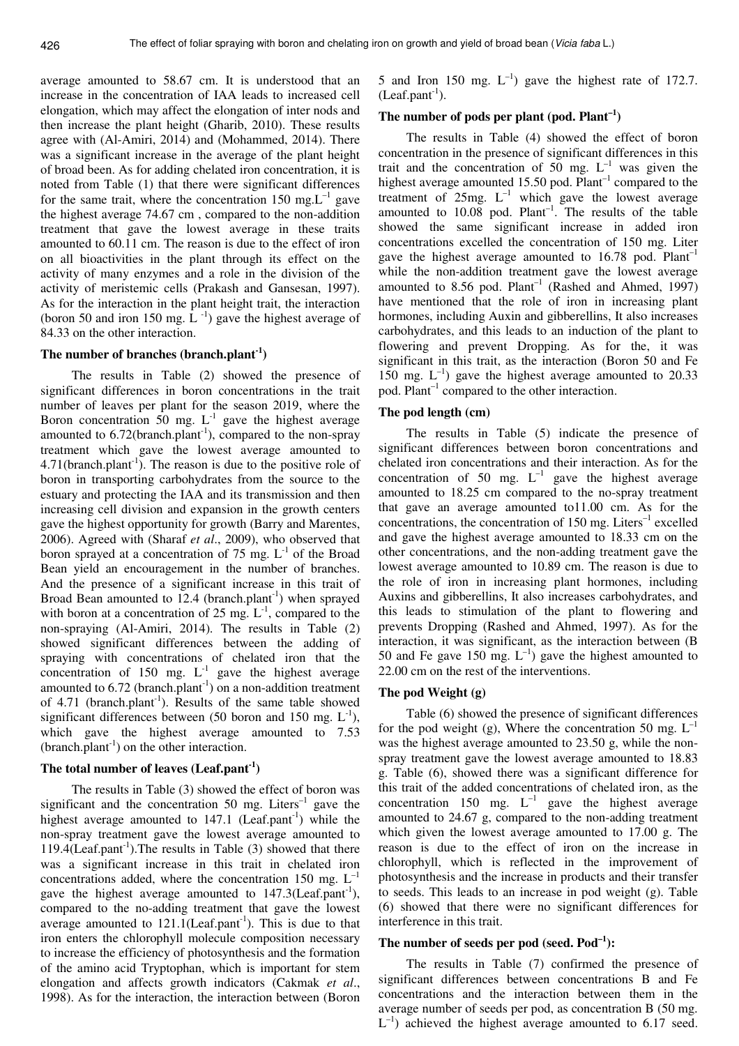average amounted to 58.67 cm. It is understood that an increase in the concentration of IAA leads to increased cell elongation, which may affect the elongation of inter nods and then increase the plant height (Gharib, 2010). These results agree with (Al-Amiri, 2014) and (Mohammed, 2014). There was a significant increase in the average of the plant height of broad been. As for adding chelated iron concentration, it is noted from Table (1) that there were significant differences for the same trait, where the concentration 150 mg.$L^{-1}$ gave the highest average 74.67 cm , compared to the non-addition treatment that gave the lowest average in these traits amounted to 60.11 cm. The reason is due to the effect of iron on all bioactivities in the plant through its effect on the activity of many enzymes and a role in the division of the activity of meristemic cells (Prakash and Gansesan, 1997). As for the interaction in the plant height trait, the interaction (boron 50 and iron 150 mg. $L^{-1}$) gave the highest average of 84.33 on the other interaction.

## The number of branches (branch.plant$^{-1}$)

The results in Table (2) showed the presence of significant differences in boron concentrations in the trait number of leaves per plant for the season 2019, where the Boron concentration 50 mg. $L^{-1}$ gave the highest average amounted to 6.72(branch.plant$^{-1}$), compared to the non-spray treatment which gave the lowest average amounted to 4.71(branch.plant$^{-1}$). The reason is due to the positive role of boron in transporting carbohydrates from the source to the estuary and protecting the IAA and its transmission and then increasing cell division and expansion in the growth centers gave the highest opportunity for growth (Barry and Marentes, 2006). Agreed with (Sharaf *et al*., 2009), who observed that boron sprayed at a concentration of 75 mg. $L^{-1}$ of the Broad Bean yield an encouragement in the number of branches. And the presence of a significant increase in this trait of Broad Bean amounted to 12.4 (branch.plant$^{-1}$) when sprayed with boron at a concentration of 25 mg. $L^{-1}$, compared to the non-spraying (Al-Amiri, 2014). The results in Table (2) showed significant differences between the adding of spraying with concentrations of chelated iron that the concentration of 150 mg. $L^{-1}$ gave the highest average amounted to 6.72 (branch.plant$^{-1}$) on a non-addition treatment of 4.71 (branch.plant$^{-1}$). Results of the same table showed significant differences between (50 boron and 150 mg. $L^{-1}$), which gave the highest average amounted to 7.53 (branch.plant$^{-1}$) on the other interaction.

## The total number of leaves (Leaf.pant$^{-1}$)

The results in Table (3) showed the effect of boron was significant and the concentration 50 mg. Liters$^{-1}$ gave the highest average amounted to 147.1 (Leaf.pant$^{-1}$) while the non-spray treatment gave the lowest average amounted to 119.4(Leaf.pant$^{-1}$).The results in Table (3) showed that there was a significant increase in this trait in chelated iron concentrations added, where the concentration 150 mg. $L^{-1}$ gave the highest average amounted to 147.3(Leaf.pant$^{-1}$), compared to the no-adding treatment that gave the lowest average amounted to 121.1(Leaf.pant$^{-1}$). This is due to that iron enters the chlorophyll molecule composition necessary to increase the efficiency of photosynthesis and the formation of the amino acid Tryptophan, which is important for stem elongation and affects growth indicators (Cakmak *et al*., 1998). As for the interaction, the interaction between (Boron 5 and Iron 150 mg. $L^{-1}$) gave the highest rate of 172.7. (Leaf.pant$^{-1}$).

## The number of pods per plant (pod. Plant$^{-1}$)

The results in Table (4) showed the effect of boron concentration in the presence of significant differences in this trait and the concentration of 50 mg. $L^{-1}$ was given the highest average amounted 15.50 pod. Plant$^{-1}$ compared to the treatment of 25mg. $L^{-1}$ which gave the lowest average amounted to 10.08 pod. Plant$^{-1}$. The results of the table showed the same significant increase in added iron concentrations excelled the concentration of 150 mg. Liter gave the highest average amounted to 16.78 pod. Plant$^{-1}$ while the non-addition treatment gave the lowest average amounted to 8.56 pod. Plant$^{-1}$ (Rashed and Ahmed, 1997) have mentioned that the role of iron in increasing plant hormones, including Auxin and gibberellins, It also increases carbohydrates, and this leads to an induction of the plant to flowering and prevent Dropping. As for the, it was significant in this trait, as the interaction (Boron 50 and Fe 150 mg. $L^{-1}$) gave the highest average amounted to 20.33 pod. Plant$^{-1}$ compared to the other interaction.

## The pod length (cm)

The results in Table (5) indicate the presence of significant differences between boron concentrations and chelated iron concentrations and their interaction. As for the concentration of 50 mg. $L^{-1}$ gave the highest average amounted to 18.25 cm compared to the no-spray treatment that gave an average amounted to11.00 cm. As for the concentrations, the concentration of 150 mg. Liters$^{-1}$ excelled and gave the highest average amounted to 18.33 cm on the other concentrations, and the non-adding treatment gave the lowest average amounted to 10.89 cm. The reason is due to the role of iron in increasing plant hormones, including Auxins and gibberellins, It also increases carbohydrates, and this leads to stimulation of the plant to flowering and prevents Dropping (Rashed and Ahmed, 1997). As for the interaction, it was significant, as the interaction between (B 50 and Fe gave 150 mg. $L^{-1}$) gave the highest amounted to 22.00 cm on the rest of the interventions.

## The pod Weight (g)

Table (6) showed the presence of significant differences for the pod weight (g), Where the concentration 50 mg. $L^{-1}$ was the highest average amounted to 23.50 g, while the non-spray treatment gave the lowest average amounted to 18.83 g. Table (6), showed there was a significant difference for this trait of the added concentrations of chelated iron, as the concentration 150 mg. $L^{-1}$ gave the highest average amounted to 24.67 g, compared to the non-adding treatment which given the lowest average amounted to 17.00 g. The reason is due to the effect of iron on the increase in chlorophyll, which is reflected in the improvement of photosynthesis and the increase in products and their transfer to seeds. This leads to an increase in pod weight (g). Table (6) showed that there were no significant differences for interference in this trait.

## The number of seeds per pod (seed. Pod$^{-1}$):

The results in Table (7) confirmed the presence of significant differences between concentrations B and Fe concentrations and the interaction between them in the average number of seeds per pod, as concentration B (50 mg. $L^{-1}$) achieved the highest average amounted to 6.17 seed.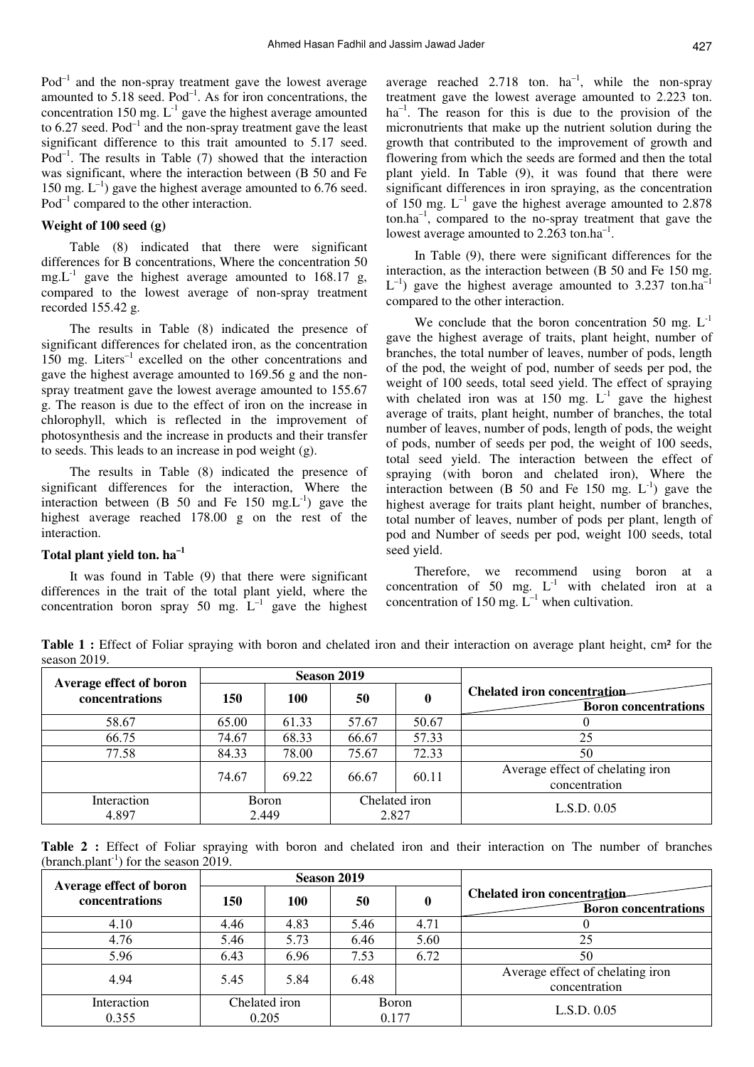$Pod^{-1}$ and the non-spray treatment gave the lowest average amounted to 5.18 seed. $Pod^{-1}$. As for iron concentrations, the concentration 150 mg. $L^{-1}$ gave the highest average amounted to 6.27 seed. $Pod^{-1}$ and the non-spray treatment gave the least significant difference to this trait amounted to 5.17 seed. $Pod^{-1}$. The results in Table (7) showed that the interaction was significant, where the interaction between (B 50 and Fe 150 mg. $L^{-1}$) gave the highest average amounted to 6.76 seed. $Pod^{-1}$ compared to the other interaction.

**Weight of 100 seed (g)**

Table (8) indicated that there were significant differences for B concentrations, Where the concentration 50 mg.$L^{-1}$ gave the highest average amounted to 168.17 g, compared to the lowest average of non-spray treatment recorded 155.42 g.

The results in Table (8) indicated the presence of significant differences for chelated iron, as the concentration 150 mg. $Liters^{-1}$ excelled on the other concentrations and gave the highest average amounted to 169.56 g and the non-spray treatment gave the lowest average amounted to 155.67 g. The reason is due to the effect of iron on the increase in chlorophyll, which is reflected in the improvement of photosynthesis and the increase in products and their transfer to seeds. This leads to an increase in pod weight (g).

The results in Table (8) indicated the presence of significant differences for the interaction, Where the interaction between (B 50 and Fe 150 mg.$L^{-1}$) gave the highest average reached 178.00 g on the rest of the interaction.

**Total plant yield ton. $ha^{-1}$**

It was found in Table (9) that there were significant differences in the trait of the total plant yield, where the concentration boron spray 50 mg. $L^{-1}$ gave the highest average reached 2.718 ton. $ha^{-1}$, while the non-spray treatment gave the lowest average amounted to 2.223 ton. $ha^{-1}$. The reason for this is due to the provision of the micronutrients that make up the nutrient solution during the growth that contributed to the improvement of growth and flowering from which the seeds are formed and then the total plant yield. In Table (9), it was found that there were significant differences in iron spraying, as the concentration of 150 mg. $L^{-1}$ gave the highest average amounted to 2.878 ton.$ha^{-1}$, compared to the no-spray treatment that gave the lowest average amounted to 2.263 ton.$ha^{-1}$.

In Table (9), there were significant differences for the interaction, as the interaction between (B 50 and Fe 150 mg. $L^{-1}$) gave the highest average amounted to 3.237 ton.$ha^{-1}$ compared to the other interaction.

We conclude that the boron concentration 50 mg. $L^{-1}$ gave the highest average of traits, plant height, number of branches, the total number of leaves, number of pods, length of the pod, the weight of pod, number of seeds per pod, the weight of 100 seeds, total seed yield. The effect of spraying with chelated iron was at 150 mg. $L^{-1}$ gave the highest average of traits, plant height, number of branches, the total number of leaves, number of pods, length of pods, the weight of pods, number of seeds per pod, the weight of 100 seeds, total seed yield. The interaction between the effect of spraying (with boron and chelated iron), Where the interaction between (B 50 and Fe 150 mg. $L^{-1}$) gave the highest average for traits plant height, number of branches, total number of leaves, number of pods per plant, length of pod and Number of seeds per pod, weight 100 seeds, total seed yield.

Therefore, we recommend using boron at a concentration of 50 mg. $L^{-1}$ with chelated iron at a concentration of 150 mg. $L^{-1}$ when cultivation.

**Table 1 :** Effect of Foliar spraying with boron and chelated iron and their interaction on average plant height, cm² for the season 2019.

| Average effect of boron concentrations | Season 2019 | | | | Chelated iron concentration / Boron concentrations |
|---|---|---|---|---|---|
| | 150 | 100 | 50 | 0 | |
| 58.67 | 65.00 | 61.33 | 57.67 | 50.67 | 0 |
| 66.75 | 74.67 | 68.33 | 66.67 | 57.33 | 25 |
| 77.58 | 84.33 | 78.00 | 75.67 | 72.33 | 50 |
| | 74.67 | 69.22 | 66.67 | 60.11 | Average effect of chelating iron concentration |
| Interaction 4.897 | Boron 2.449 | | Chelated iron 2.827 | | L.S.D. 0.05 |

**Table 2 :** Effect of Foliar spraying with boron and chelated iron and their interaction on The number of branches (branch.$plant^{-1}$) for the season 2019.

| Average effect of boron concentrations | Season 2019 | | | | Chelated iron concentration / Boron concentrations |
|---|---|---|---|---|---|
| | 150 | 100 | 50 | 0 | |
| 4.10 | 4.46 | 4.83 | 5.46 | 4.71 | 0 |
| 4.76 | 5.46 | 5.73 | 6.46 | 5.60 | 25 |
| 5.96 | 6.43 | 6.96 | 7.53 | 6.72 | 50 |
| 4.94 | 5.45 | 5.84 | 6.48 | | Average effect of chelating iron concentration |
| Interaction 0.355 | Chelated iron 0.205 | | Boron 0.177 | | L.S.D. 0.05 |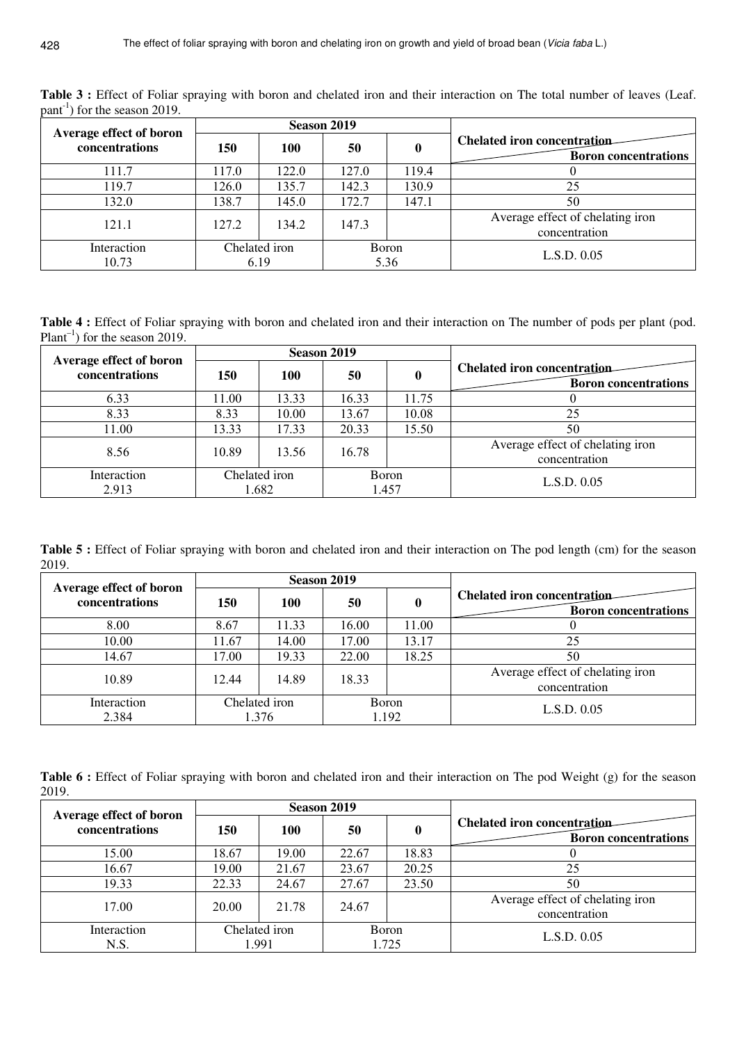**Table 3 :** Effect of Foliar spraying with boron and chelated iron and their interaction on The total number of leaves (Leaf. pant$^{-1}$) for the season 2019.

| Average effect of boron concentrations | Season 2019 | | | | Chelated iron concentration / Boron concentrations |
|---|---|---|---|---|---|
| | **150** | **100** | **50** | **0** | |
| 111.7 | 117.0 | 122.0 | 127.0 | 119.4 | 0 |
| 119.7 | 126.0 | 135.7 | 142.3 | 130.9 | 25 |
| 132.0 | 138.7 | 145.0 | 172.7 | 147.1 | 50 |
| 121.1 | 127.2 | 134.2 | 147.3 | | Average effect of chelating iron concentration |
| Interaction 10.73 | Chelated iron 6.19 | | Boron 5.36 | | L.S.D. 0.05 |

**Table 4 :** Effect of Foliar spraying with boron and chelated iron and their interaction on The number of pods per plant (pod. Plant$^{-1}$) for the season 2019.

| Average effect of boron concentrations | Season 2019 | | | | Chelated iron concentration / Boron concentrations |
|---|---|---|---|---|---|
| | **150** | **100** | **50** | **0** | |
| 6.33 | 11.00 | 13.33 | 16.33 | 11.75 | 0 |
| 8.33 | 8.33 | 10.00 | 13.67 | 10.08 | 25 |
| 11.00 | 13.33 | 17.33 | 20.33 | 15.50 | 50 |
| 8.56 | 10.89 | 13.56 | 16.78 | | Average effect of chelating iron concentration |
| Interaction 2.913 | Chelated iron 1.682 | | Boron 1.457 | | L.S.D. 0.05 |

**Table 5 :** Effect of Foliar spraying with boron and chelated iron and their interaction on The pod length (cm) for the season 2019.

| Average effect of boron concentrations | Season 2019 | | | | Chelated iron concentration / Boron concentrations |
|---|---|---|---|---|---|
| | **150** | **100** | **50** | **0** | |
| 8.00 | 8.67 | 11.33 | 16.00 | 11.00 | 0 |
| 10.00 | 11.67 | 14.00 | 17.00 | 13.17 | 25 |
| 14.67 | 17.00 | 19.33 | 22.00 | 18.25 | 50 |
| 10.89 | 12.44 | 14.89 | 18.33 | | Average effect of chelating iron concentration |
| Interaction 2.384 | Chelated iron 1.376 | | Boron 1.192 | | L.S.D. 0.05 |

**Table 6 :** Effect of Foliar spraying with boron and chelated iron and their interaction on The pod Weight (g) for the season 2019.

| Average effect of boron concentrations | Season 2019 | | | | Chelated iron concentration / Boron concentrations |
|---|---|---|---|---|---|
| | **150** | **100** | **50** | **0** | |
| 15.00 | 18.67 | 19.00 | 22.67 | 18.83 | 0 |
| 16.67 | 19.00 | 21.67 | 23.67 | 20.25 | 25 |
| 19.33 | 22.33 | 24.67 | 27.67 | 23.50 | 50 |
| 17.00 | 20.00 | 21.78 | 24.67 | | Average effect of chelating iron concentration |
| Interaction N.S. | Chelated iron 1.991 | | Boron 1.725 | | L.S.D. 0.05 |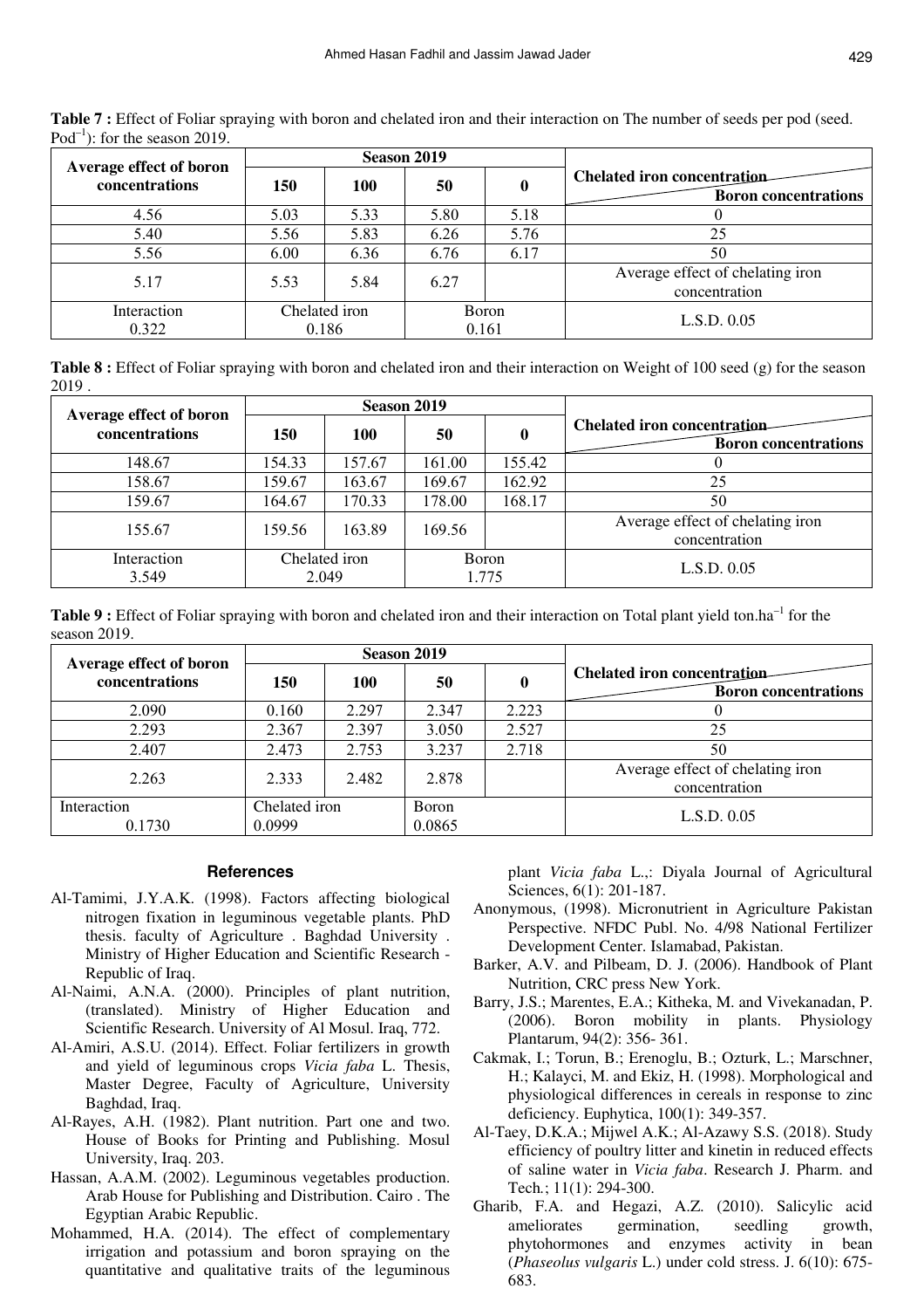**Table 7 :** Effect of Foliar spraying with boron and chelated iron and their interaction on The number of seeds per pod (seed. Pod$^{-1}$): for the season 2019.

| Average effect of boron concentrations | Season 2019 | | | | Chelated iron concentration / Boron concentrations |
|---|---|---|---|---|---|
| | 150 | 100 | 50 | 0 | |
| 4.56 | 5.03 | 5.33 | 5.80 | 5.18 | 0 |
| 5.40 | 5.56 | 5.83 | 6.26 | 5.76 | 25 |
| 5.56 | 6.00 | 6.36 | 6.76 | 6.17 | 50 |
| 5.17 | 5.53 | 5.84 | 6.27 | | Average effect of chelating iron concentration |
| Interaction 0.322 | Chelated iron 0.186 | | Boron 0.161 | | L.S.D. 0.05 |

**Table 8 :** Effect of Foliar spraying with boron and chelated iron and their interaction on Weight of 100 seed (g) for the season 2019 .

| Average effect of boron concentrations | Season 2019 | | | | Chelated iron concentration / Boron concentrations |
|---|---|---|---|---|---|
| | 150 | 100 | 50 | 0 | |
| 148.67 | 154.33 | 157.67 | 161.00 | 155.42 | 0 |
| 158.67 | 159.67 | 163.67 | 169.67 | 162.92 | 25 |
| 159.67 | 164.67 | 170.33 | 178.00 | 168.17 | 50 |
| 155.67 | 159.56 | 163.89 | 169.56 | | Average effect of chelating iron concentration |
| Interaction 3.549 | Chelated iron 2.049 | | Boron 1.775 | | L.S.D. 0.05 |

**Table 9 :** Effect of Foliar spraying with boron and chelated iron and their interaction on Total plant yield ton.ha$^{-1}$ for the season 2019.

| Average effect of boron concentrations | Season 2019 | | | | Chelated iron concentration / Boron concentrations |
|---|---|---|---|---|---|
| | 150 | 100 | 50 | 0 | |
| 2.090 | 0.160 | 2.297 | 2.347 | 2.223 | 0 |
| 2.293 | 2.367 | 2.397 | 3.050 | 2.527 | 25 |
| 2.407 | 2.473 | 2.753 | 3.237 | 2.718 | 50 |
| 2.263 | 2.333 | 2.482 | 2.878 | | Average effect of chelating iron concentration |
| Interaction 0.1730 | Chelated iron 0.0999 | | Boron 0.0865 | | L.S.D. 0.05 |

## References

Al-Tamimi, J.Y.A.K. (1998). Factors affecting biological nitrogen fixation in leguminous vegetable plants. PhD thesis. faculty of Agriculture . Baghdad University . Ministry of Higher Education and Scientific Research - Republic of Iraq.

Al-Naimi, A.N.A. (2000). Principles of plant nutrition, (translated). Ministry of Higher Education and Scientific Research. University of Al Mosul. Iraq, 772.

Al-Amiri, A.S.U. (2014). Effect. Foliar fertilizers in growth and yield of leguminous crops *Vicia faba* L. Thesis, Master Degree, Faculty of Agriculture, University Baghdad, Iraq.

Al-Rayes, A.H. (1982). Plant nutrition. Part one and two. House of Books for Printing and Publishing. Mosul University, Iraq. 203.

Hassan, A.A.M. (2002). Leguminous vegetables production. Arab House for Publishing and Distribution. Cairo . The Egyptian Arabic Republic.

Mohammed, H.A. (2014). The effect of complementary irrigation and potassium and boron spraying on the quantitative and qualitative traits of the leguminous plant *Vicia faba* L.,: Diyala Journal of Agricultural Sciences, 6(1): 201-187.

Anonymous, (1998). Micronutrient in Agriculture Pakistan Perspective. NFDC Publ. No. 4/98 National Fertilizer Development Center. Islamabad, Pakistan.

Barker, A.V. and Pilbeam, D. J. (2006). Handbook of Plant Nutrition, CRC press New York.

Barry, J.S.; Marentes, E.A.; Kitheka, M. and Vivekanadan, P. (2006). Boron mobility in plants. Physiology Plantarum, 94(2): 356- 361.

Cakmak, I.; Torun, B.; Erenoglu, B.; Ozturk, L.; Marschner, H.; Kalayci, M. and Ekiz, H. (1998). Morphological and physiological differences in cereals in response to zinc deficiency. Euphytica, 100(1): 349-357.

Al-Taey, D.K.A.; Mijwel A.K.; Al-Azawy S.S. (2018). Study efficiency of poultry litter and kinetin in reduced effects of saline water in *Vicia faba*. Research J. Pharm. and Tech.; 11(1): 294-300.

Gharib, F.A. and Hegazi, A.Z. (2010). Salicylic acid ameliorates germination, seedling growth, phytohormones and enzymes activity in bean (*Phaseolus vulgaris* L.) under cold stress. J. 6(10): 675-683.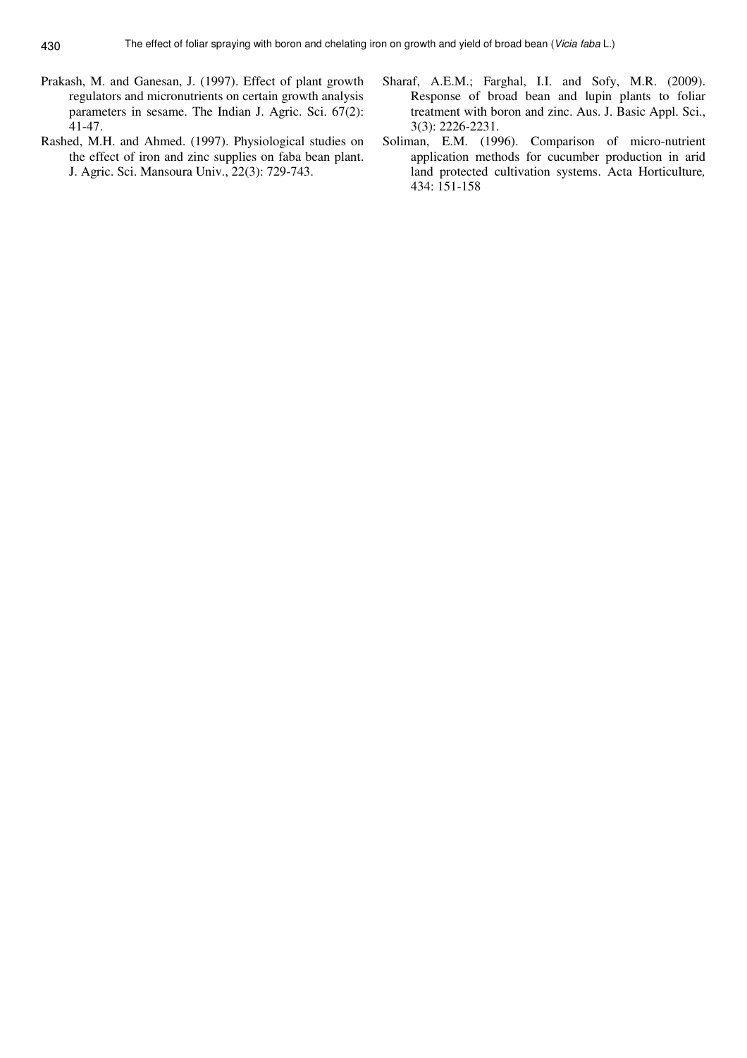Prakash, M. and Ganesan, J. (1997). Effect of plant growth regulators and micronutrients on certain growth analysis parameters in sesame. The Indian J. Agric. Sci. 67(2): 41-47.

Rashed, M.H. and Ahmed. (1997). Physiological studies on the effect of iron and zinc supplies on faba bean plant. J. Agric. Sci. Mansoura Univ., 22(3): 729-743.

Sharaf, A.E.M.; Farghal, I.I. and Sofy, M.R. (2009). Response of broad bean and lupin plants to foliar treatment with boron and zinc. Aus. J. Basic Appl. Sci., 3(3): 2226-2231.

Soliman, E.M. (1996). Comparison of micro-nutrient application methods for cucumber production in arid land protected cultivation systems. Acta Horticulture, 434: 151-158